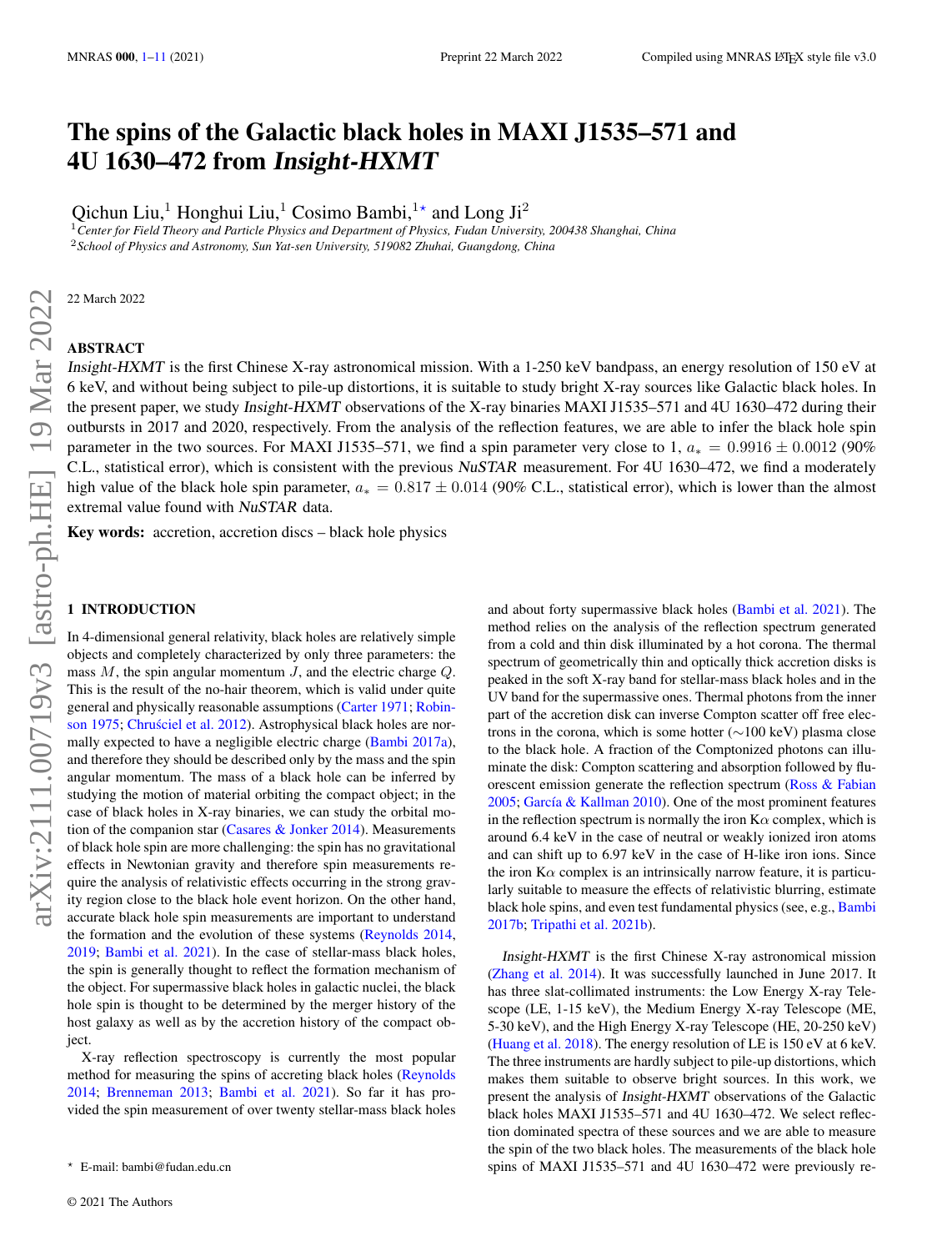# The spins of the Galactic black holes in MAXI J1535–571 and 4U 1630–472 from *Insight-HXMT*

Qichun Liu,[1] Honghui Liu,[1] Cosimo Bambi,[1⋆] and Long Ji[2]

[1] *Center for Field Theory and Particle Physics and Department of Physics, Fudan University, 200438 Shanghai, China*
[2] *School of Physics and Astronomy, Sun Yat-sen University, 519082 Zhuhai, Guangdong, China*

22 March 2022

## ABSTRACT

*Insight-HXMT* is the first Chinese X-ray astronomical mission. With a 1-250 keV bandpass, an energy resolution of 150 eV at 6 keV, and without being subject to pile-up distortions, it is suitable to study bright X-ray sources like Galactic black holes. In the present paper, we study *Insight-HXMT* observations of the X-ray binaries MAXI J1535–571 and 4U 1630–472 during their outbursts in 2017 and 2020, respectively. From the analysis of the reflection features, we are able to infer the black hole spin parameter in the two sources. For MAXI J1535–571, we find a spin parameter very close to 1, $a_* = 0.9916 \pm 0.0012$ (90% C.L., statistical error), which is consistent with the previous *NuSTAR* measurement. For 4U 1630–472, we find a moderately high value of the black hole spin parameter, $a_* = 0.817 \pm 0.014$ (90% C.L., statistical error), which is lower than the almost extremal value found with *NuSTAR* data.

**Key words:** accretion, accretion discs – black hole physics

## 1 INTRODUCTION

In 4-dimensional general relativity, black holes are relatively simple objects and completely characterized by only three parameters: the mass $M$, the spin angular momentum $J$, and the electric charge $Q$. This is the result of the no-hair theorem, which is valid under quite general and physically reasonable assumptions (Carter 1971; Robinson 1975; Chruściel et al. 2012). Astrophysical black holes are normally expected to have a negligible electric charge (Bambi 2017a), and therefore they should be described only by the mass and the spin angular momentum. The mass of a black hole can be inferred by studying the motion of material orbiting the compact object; in the case of black holes in X-ray binaries, we can study the orbital motion of the companion star (Casares & Jonker 2014). Measurements of black hole spin are more challenging: the spin has no gravitational effects in Newtonian gravity and therefore spin measurements require the analysis of relativistic effects occurring in the strong gravity region close to the black hole event horizon. On the other hand, accurate black hole spin measurements are important to understand the formation and the evolution of these systems (Reynolds 2014, 2019; Bambi et al. 2021). In the case of stellar-mass black holes, the spin is generally thought to reflect the formation mechanism of the object. For supermassive black holes in galactic nuclei, the black hole spin is thought to be determined by the merger history of the host galaxy as well as by the accretion history of the compact object.

X-ray reflection spectroscopy is currently the most popular method for measuring the spins of accreting black holes (Reynolds 2014; Brenneman 2013; Bambi et al. 2021). So far it has provided the spin measurement of over twenty stellar-mass black holes and about forty supermassive black holes (Bambi et al. 2021). The method relies on the analysis of the reflection spectrum generated from a cold and thin disk illuminated by a hot corona. The thermal spectrum of geometrically thin and optically thick accretion disks is peaked in the soft X-ray band for stellar-mass black holes and in the UV band for the supermassive ones. Thermal photons from the inner part of the accretion disk can inverse Compton scatter off free electrons in the corona, which is some hotter ($\sim$100 keV) plasma close to the black hole. A fraction of the Comptonized photons can illuminate the disk: Compton scattering and absorption followed by fluorescent emission generate the reflection spectrum (Ross & Fabian 2005; García & Kallman 2010). One of the most prominent features in the reflection spectrum is normally the iron K$\alpha$ complex, which is around 6.4 keV in the case of neutral or weakly ionized iron atoms and can shift up to 6.97 keV in the case of H-like iron ions. Since the iron K$\alpha$ complex is an intrinsically narrow feature, it is particularly suitable to measure the effects of relativistic blurring, estimate black hole spins, and even test fundamental physics (see, e.g., Bambi 2017b; Tripathi et al. 2021b).

*Insight-HXMT* is the first Chinese X-ray astronomical mission (Zhang et al. 2014). It was successfully launched in June 2017. It has three slat-collimated instruments: the Low Energy X-ray Telescope (LE, 1-15 keV), the Medium Energy X-ray Telescope (ME, 5-30 keV), and the High Energy X-ray Telescope (HE, 20-250 keV) (Huang et al. 2018). The energy resolution of LE is 150 eV at 6 keV. The three instruments are hardly subject to pile-up distortions, which makes them suitable to observe bright sources. In this work, we present the analysis of *Insight-HXMT* observations of the Galactic black holes MAXI J1535–571 and 4U 1630–472. We select reflection dominated spectra of these sources and we are able to measure the spin of the two black holes. The measurements of the black hole spins of MAXI J1535–571 and 4U 1630–472 were previously re-

⋆ E-mail: bambi@fudan.edu.cn

© 2021 The Authors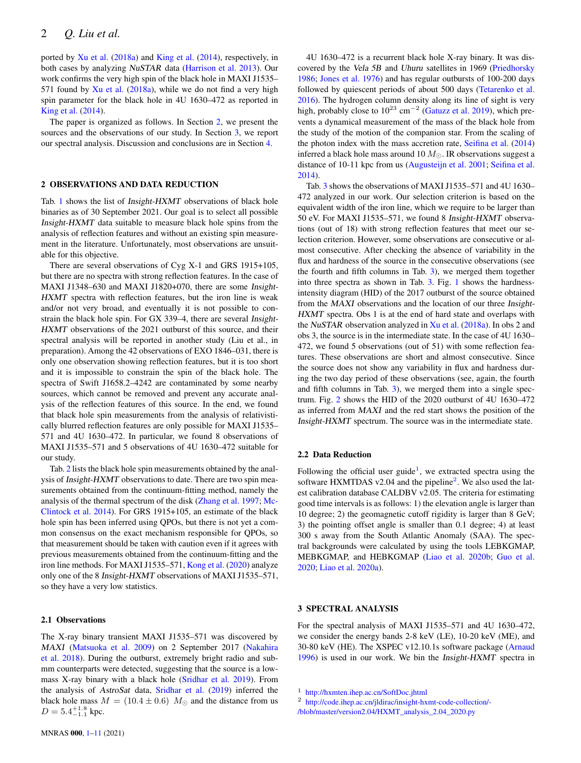ported by Xu et al. (2018a) and King et al. (2014), respectively, in both cases by analyzing *NuSTAR* data (Harrison et al. 2013). Our work confirms the very high spin of the black hole in MAXI J1535–571 found by Xu et al. (2018a), while we do not find a very high spin parameter for the black hole in 4U 1630–472 as reported in King et al. (2014).

The paper is organized as follows. In Section 2, we present the sources and the observations of our study. In Section 3, we report our spectral analysis. Discussion and conclusions are in Section 4.

## 2 OBSERVATIONS AND DATA REDUCTION

Tab. 1 shows the list of *Insight-HXMT* observations of black hole binaries as of 30 September 2021. Our goal is to select all possible *Insight-HXMT* data suitable to measure black hole spins from the analysis of reflection features and without an existing spin measurement in the literature. Unfortunately, most observations are unsuitable for this objective.

There are several observations of Cyg X-1 and GRS 1915+105, but there are no spectra with strong reflection features. In the case of MAXI J1348–630 and MAXI J1820+070, there are some *Insight-HXMT* spectra with reflection features, but the iron line is weak and/or not very broad, and eventually it is not possible to constrain the black hole spin. For GX 339–4, there are several *Insight-HXMT* observations of the 2021 outburst of this source, and their spectral analysis will be reported in another study (Liu et al., in preparation). Among the 42 observations of EXO 1846–031, there is only one observation showing reflection features, but it is too short and it is impossible to constrain the spin of the black hole. The spectra of Swift J1658.2–4242 are contaminated by some nearby sources, which cannot be removed and prevent any accurate analysis of the reflection features of this source. In the end, we found that black hole spin measurements from the analysis of relativistically blurred reflection features are only possible for MAXI J1535–571 and 4U 1630–472. In particular, we found 8 observations of MAXI J1535–571 and 5 observations of 4U 1630–472 suitable for our study.

Tab. 2 lists the black hole spin measurements obtained by the analysis of *Insight-HXMT* observations to date. There are two spin measurements obtained from the continuum-fitting method, namely the analysis of the thermal spectrum of the disk (Zhang et al. 1997; McClintock et al. 2014). For GRS 1915+105, an estimate of the black hole spin has been inferred using QPOs, but there is not yet a common consensus on the exact mechanism responsible for QPOs, so that measurement should be taken with caution even if it agrees with previous measurements obtained from the continuum-fitting and the iron line methods. For MAXI J1535–571, Kong et al. (2020) analyze only one of the 8 *Insight-HXMT* observations of MAXI J1535–571, so they have a very low statistics.

### 2.1 Observations

The X-ray binary transient MAXI J1535–571 was discovered by *MAXI* (Matsuoka et al. 2009) on 2 September 2017 (Nakahira et al. 2018). During the outburst, extremely bright radio and sub-mm counterparts were detected, suggesting that the source is a low-mass X-ray binary with a black hole (Sridhar et al. 2019). From the analysis of *AstroSat* data, Sridhar et al. (2019) inferred the black hole mass $M = (10.4 \pm 0.6)$ $M_\odot$ and the distance from us $D = 5.4^{+1.8}_{-1.1}$ kpc.

4U 1630–472 is a recurrent black hole X-ray binary. It was discovered by the *Vela 5B* and *Uhuru* satellites in 1969 (Priedhorsky 1986; Jones et al. 1976) and has regular outbursts of 100-200 days followed by quiescent periods of about 500 days (Tetarenko et al. 2016). The hydrogen column density along its line of sight is very high, probably close to $10^{23}$ cm$^{-2}$ (Gatuzz et al. 2019), which prevents a dynamical measurement of the mass of the black hole from the study of the motion of the companion star. From the scaling of the photon index with the mass accretion rate, Seifina et al. (2014) inferred a black hole mass around 10 $M_\odot$. IR observations suggest a distance of 10-11 kpc from us (Augusteijn et al. 2001; Seifina et al. 2014).

Tab. 3 shows the observations of MAXI J1535–571 and 4U 1630–472 analyzed in our work. Our selection criterion is based on the equivalent width of the iron line, which we require to be larger than 50 eV. For MAXI J1535–571, we found 8 *Insight-HXMT* observations (out of 18) with strong reflection features that meet our selection criterion. However, some observations are consecutive or almost consecutive. After checking the absence of variability in the flux and hardness of the source in the consecutive observations (see the fourth and fifth columns in Tab. 3), we merged them together into three spectra as shown in Tab. 3. Fig. 1 shows the hardness-intensity diagram (HID) of the 2017 outburst of the source obtained from the *MAXI* observations and the location of our three *Insight-HXMT* spectra. Obs 1 is at the end of hard state and overlaps with the *NuSTAR* observation analyzed in Xu et al. (2018a). In obs 2 and obs 3, the source is in the intermediate state. In the case of 4U 1630–472, we found 5 observations (out of 51) with some reflection features. These observations are short and almost consecutive. Since the source does not show any variability in flux and hardness during the two day period of these observations (see, again, the fourth and fifth columns in Tab. 3), we merged them into a single spectrum. Fig. 2 shows the HID of the 2020 outburst of 4U 1630–472 as inferred from *MAXI* and the red start shows the position of the *Insight-HXMT* spectrum. The source was in the intermediate state.

### 2.2 Data Reduction

Following the official user guide[1], we extracted spectra using the software HXMTDAS v2.04 and the pipeline[2]. We also used the latest calibration database CALDBV v2.05. The criteria for estimating good time intervals is as follows: 1) the elevation angle is larger than 10 degree; 2) the geomagnetic cutoff rigidity is larger than 8 GeV; 3) the pointing offset angle is smaller than 0.1 degree; 4) at least 300 s away from the South Atlantic Anomaly (SAA). The spectral backgrounds were calculated by using the tools LEBKGMAP, MEBKGMAP, and HEBKGMAP (Liao et al. 2020b; Guo et al. 2020; Liao et al. 2020a).

## 3 SPECTRAL ANALYSIS

For the spectral analysis of MAXI J1535–571 and 4U 1630–472, we consider the energy bands 2-8 keV (LE), 10-20 keV (ME), and 30-80 keV (HE). The XSPEC v12.10.1s software package (Arnaud 1996) is used in our work. We bin the *Insight-HXMT* spectra in

[1] http://hxmten.ihep.ac.cn/SoftDoc.jhtml

[2] http://code.ihep.ac.cn/jldirac/insight-hxmt-code-collection/-/blob/master/version2.04/HXMT_analysis_2.04_2020.py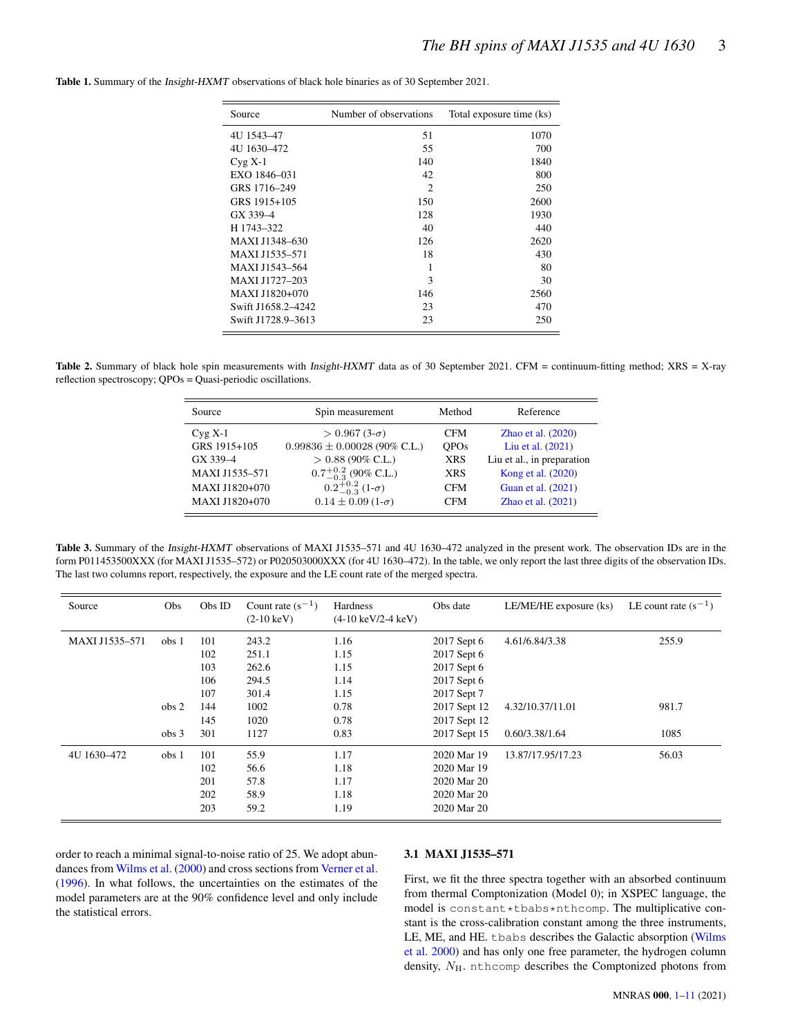**Table 1.** Summary of the *Insight-HXMT* observations of black hole binaries as of 30 September 2021.

| Source | Number of observations | Total exposure time (ks) |
|---|---|---|
| 4U 1543–47 | 51 | 1070 |
| 4U 1630–472 | 55 | 700 |
| Cyg X-1 | 140 | 1840 |
| EXO 1846–031 | 42 | 800 |
| GRS 1716–249 | 2 | 250 |
| GRS 1915+105 | 150 | 2600 |
| GX 339–4 | 128 | 1930 |
| H 1743–322 | 40 | 440 |
| MAXI J1348–630 | 126 | 2620 |
| MAXI J1535–571 | 18 | 430 |
| MAXI J1543–564 | 1 | 80 |
| MAXI J1727–203 | 3 | 30 |
| MAXI J1820+070 | 146 | 2560 |
| Swift J1658.2–4242 | 23 | 470 |
| Swift J1728.9–3613 | 23 | 250 |

**Table 2.** Summary of black hole spin measurements with *Insight-HXMT* data as of 30 September 2021. CFM = continuum-fitting method; XRS = X-ray reflection spectroscopy; QPOs = Quasi-periodic oscillations.

| Source | Spin measurement | Method | Reference |
|---|---|---|---|
| Cyg X-1 | $> 0.967$ (3-$\sigma$) | CFM | Zhao et al. (2020) |
| GRS 1915+105 | $0.99836 \pm 0.00028$ (90% C.L.) | QPOs | Liu et al. (2021) |
| GX 339–4 | $> 0.88$ (90% C.L.) | XRS | Liu et al., in preparation |
| MAXI J1535–571 | $0.7^{+0.2}_{-0.3}$ (90% C.L.) | XRS | Kong et al. (2020) |
| MAXI J1820+070 | $0.2^{+0.2}_{-0.3}$ (1-$\sigma$) | CFM | Guan et al. (2021) |
| MAXI J1820+070 | $0.14 \pm 0.09$ (1-$\sigma$) | CFM | Zhao et al. (2021) |

**Table 3.** Summary of the *Insight-HXMT* observations of MAXI J1535–571 and 4U 1630–472 analyzed in the present work. The observation IDs are in the form P011453500XXX (for MAXI J1535–572) or P020503000XXX (for 4U 1630–472). In the table, we only report the last three digits of the observation IDs. The last two columns report, respectively, the exposure and the LE count rate of the merged spectra.

| Source | Obs | Obs ID | Count rate ($\mathrm{s}^{-1}$) (2-10 keV) | Hardness (4-10 keV/2-4 keV) | Obs date | LE/ME/HE exposure (ks) | LE count rate ($\mathrm{s}^{-1}$) |
|---|---|---|---|---|---|---|---|
| MAXI J1535–571 | obs 1 | 101 | 243.2 | 1.16 | 2017 Sept 6 | 4.61/6.84/3.38 | 255.9 |
| | | 102 | 251.1 | 1.15 | 2017 Sept 6 | | |
| | | 103 | 262.6 | 1.15 | 2017 Sept 6 | | |
| | | 106 | 294.5 | 1.14 | 2017 Sept 6 | | |
| | | 107 | 301.4 | 1.15 | 2017 Sept 7 | | |
| | obs 2 | 144 | 1002 | 0.78 | 2017 Sept 12 | 4.32/10.37/11.01 | 981.7 |
| | | 145 | 1020 | 0.78 | 2017 Sept 12 | | |
| | obs 3 | 301 | 1127 | 0.83 | 2017 Sept 15 | 0.60/3.38/1.64 | 1085 |
| 4U 1630–472 | obs 1 | 101 | 55.9 | 1.17 | 2020 Mar 19 | 13.87/17.95/17.23 | 56.03 |
| | | 102 | 56.6 | 1.18 | 2020 Mar 19 | | |
| | | 201 | 57.8 | 1.17 | 2020 Mar 20 | | |
| | | 202 | 58.9 | 1.18 | 2020 Mar 20 | | |
| | | 203 | 59.2 | 1.19 | 2020 Mar 20 | | |

order to reach a minimal signal-to-noise ratio of 25. We adopt abundances from Wilms et al. (2000) and cross sections from Verner et al. (1996). In what follows, the uncertainties on the estimates of the model parameters are at the 90% confidence level and only include the statistical errors.

### 3.1 MAXI J1535–571

First, we fit the three spectra together with an absorbed continuum from thermal Comptonization (Model 0); in XSPEC language, the model is `constant*tbabs*nthcomp`. The multiplicative constant is the cross-calibration constant among the three instruments, LE, ME, and HE. `tbabs` describes the Galactic absorption (Wilms et al. 2000) and has only one free parameter, the hydrogen column density, $N_{\rm H}$. `nthcomp` describes the Comptonized photons from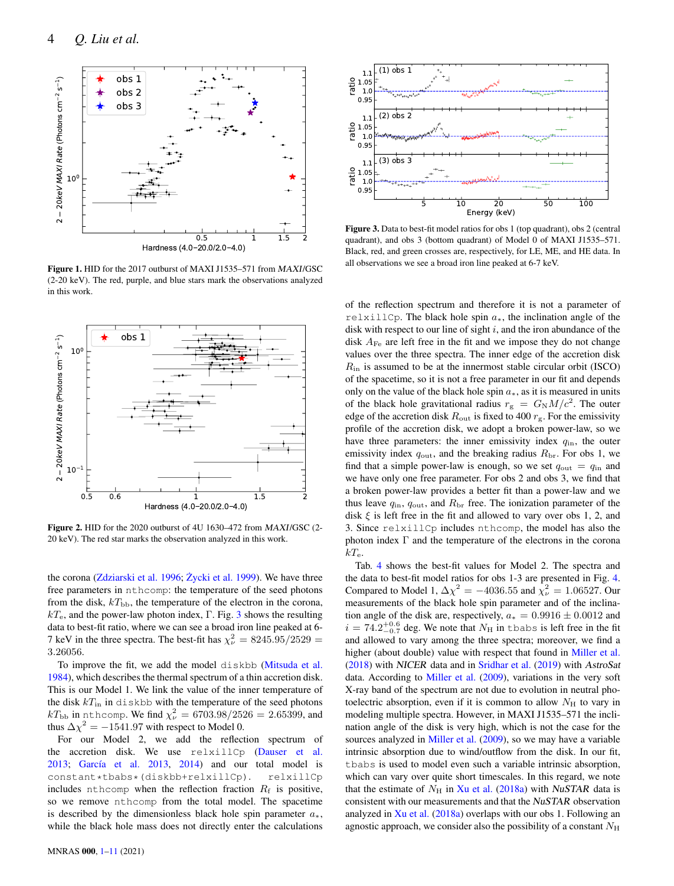**Figure 1.** HID for the 2017 outburst of MAXI J1535–571 from *MAXI*/GSC (2-20 keV). The red, purple, and blue stars mark the observations analyzed in this work.

**Figure 2.** HID for the 2020 outburst of 4U 1630–472 from *MAXI*/GSC (2-20 keV). The red star marks the observation analyzed in this work.

**Figure 3.** Data to best-fit model ratios for obs 1 (top quadrant), obs 2 (central quadrant), and obs 3 (bottom quadrant) of Model 0 of MAXI J1535–571. Black, red, and green crosses are, respectively, for LE, ME, and HE data. In all observations we see a broad iron line peaked at 6-7 keV.

the corona (Zdziarski et al. 1996; Życki et al. 1999). We have three free parameters in nthcomp: the temperature of the seed photons from the disk, $kT_{\rm bb}$, the temperature of the electron in the corona, $kT_{\rm e}$, and the power-law photon index, $\Gamma$. Fig. 3 shows the resulting data to best-fit ratio, where we can see a broad iron line peaked at 6-7 keV in the three spectra. The best-fit has $\chi^2_\nu = 8245.95/2529 = 3.26056$.

To improve the fit, we add the model diskbb (Mitsuda et al. 1984), which describes the thermal spectrum of a thin accretion disk. This is our Model 1. We link the value of the inner temperature of the disk $kT_{\rm in}$ in diskbb with the temperature of the seed photons $kT_{\rm bb}$ in nthcomp. We find $\chi^2_\nu = 6703.98/2526 = 2.65399$, and thus $\Delta\chi^2 = -1541.97$ with respect to Model 0.

For our Model 2, we add the reflection spectrum of the accretion disk. We use relxillCp (Dauser et al. 2013; García et al. 2013, 2014) and our total model is constant\*tbabs\*(diskbb+relxillCp). relxillCp includes nthcomp when the reflection fraction $R_{\rm f}$ is positive, so we remove nthcomp from the total model. The spacetime is described by the dimensionless black hole spin parameter $a_*$, while the black hole mass does not directly enter the calculations of the reflection spectrum and therefore it is not a parameter of relxillCp. The black hole spin $a_*$, the inclination angle of the disk with respect to our line of sight $i$, and the iron abundance of the disk $A_{\rm Fe}$ are left free in the fit and we impose they do not change values over the three spectra. The inner edge of the accretion disk $R_{\rm in}$ is assumed to be at the innermost stable circular orbit (ISCO) of the spacetime, so it is not a free parameter in our fit and depends only on the value of the black hole spin $a_*$, as it is measured in units of the black hole gravitational radius $r_{\rm g} = G_{\rm N}M/c^2$. The outer edge of the accretion disk $R_{\rm out}$ is fixed to 400 $r_{\rm g}$. For the emissivity profile of the accretion disk, we adopt a broken power-law, so we have three parameters: the inner emissivity index $q_{\rm in}$, the outer emissivity index $q_{\rm out}$, and the breaking radius $R_{\rm br}$. For obs 1, we find that a simple power-law is enough, so we set $q_{\rm out} = q_{\rm in}$ and we have only one free parameter. For obs 2 and obs 3, we find that a broken power-law provides a better fit than a power-law and we thus leave $q_{\rm in}$, $q_{\rm out}$, and $R_{\rm br}$ free. The ionization parameter of the disk $\xi$ is left free in the fit and allowed to vary over obs 1, 2, and 3. Since relxillCp includes nthcomp, the model has also the photon index $\Gamma$ and the temperature of the electrons in the corona $kT_{\rm e}$.

Tab. 4 shows the best-fit values for Model 2. The spectra and the data to best-fit model ratios for obs 1-3 are presented in Fig. 4. Compared to Model 1, $\Delta\chi^2 = -4036.55$ and $\chi^2_\nu = 1.06527$. Our measurements of the black hole spin parameter and of the inclination angle of the disk are, respectively, $a_* = 0.9916 \pm 0.0012$ and $i = 74.2^{+0.6}_{-0.7}$ deg. We note that $N_{\rm H}$ in tbabs is left free in the fit and allowed to vary among the three spectra; moreover, we find a higher (about double) value with respect that found in Miller et al. (2018) with *NICER* data and in Sridhar et al. (2019) with *AstroSat* data. According to Miller et al. (2009), variations in the very soft X-ray band of the spectrum are not due to evolution in neutral photoelectric absorption, even if it is common to allow $N_{\rm H}$ to vary in modeling multiple spectra. However, in MAXI J1535–571 the inclination angle of the disk is very high, which is not the case for the sources analyzed in Miller et al. (2009), so we may have a variable intrinsic absorption due to wind/outflow from the disk. In our fit, tbabs is used to model even such a variable intrinsic absorption, which can vary over quite short timescales. In this regard, we note that the estimate of $N_{\rm H}$ in Xu et al. (2018a) with *NuSTAR* data is consistent with our measurements and that the *NuSTAR* observation analyzed in Xu et al. (2018a) overlaps with our obs 1. Following an agnostic approach, we consider also the possibility of a constant $N_{\rm H}$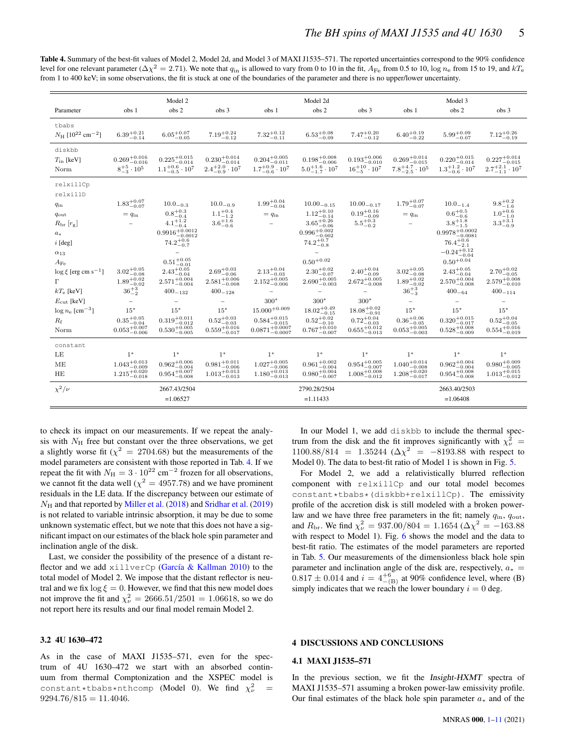**Table 4.** Summary of the best-fit values of Model 2, Model 2d, and Model 3 of MAXI J1535–571. The reported uncertainties correspond to the 90% confidence level for one relevant parameter ($\Delta\chi^2 = 2.71$). We note that $q_{\rm in}$ is allowed to vary from 0 to 10 in the fit, $A_{\rm Fe}$ from 0.5 to 10, $\log n_{\rm e}$ from 15 to 19, and $kT_{\rm e}$ from 1 to 400 keV; in some observations, the fit is stuck at one of the boundaries of the parameter and there is no upper/lower uncertainty.

| | Model 2 | | | Model 2d | | | Model 3 | | |
|---|---|---|---|---|---|---|---|---|---|
| Parameter | obs 1 | obs 2 | obs 3 | obs 1 | obs 2 | obs 3 | obs 1 | obs 2 | obs 3 |
| tbabs | | | | | | | | | |
| $N_{\rm H}$ [$10^{22}$ cm$^{-2}$] | $6.39^{+0.21}_{-0.14}$ | $6.05^{+0.07}_{-0.05}$ | $7.19^{+0.24}_{-0.12}$ | $7.32^{+0.12}_{-0.11}$ | $6.53^{+0.08}_{-0.09}$ | $7.47^{+0.20}_{-0.12}$ | $6.40^{+0.19}_{-0.22}$ | $5.99^{+0.09}_{-0.07}$ | $7.12^{+0.26}_{-0.19}$ |
| diskbb | | | | | | | | | |
| $T_{\rm in}$ [keV] | $0.269^{+0.016}_{-0.016}$ | $0.225^{+0.015}_{-0.014}$ | $0.230^{+0.014}_{-0.014}$ | $0.204^{+0.005}_{-0.011}$ | $0.198^{+0.008}_{-0.006}$ | $0.193^{+0.006}_{-0.010}$ | $0.269^{+0.014}_{-0.015}$ | $0.220^{+0.015}_{-0.014}$ | $0.227^{+0.014}_{-0.015}$ |
| Norm | $8^{+5}_{-3}\cdot 10^5$ | $1.1^{+0.6}_{-0.5}\cdot 10^7$ | $2.4^{+2.0}_{-0.9}\cdot 10^7$ | $1.7^{+0.9}_{-0.6}\cdot 10^7$ | $5.0^{+1.6}_{-1.7}\cdot 10^7$ | $16^{+10}_{-5}\cdot 10^7$ | $7.8^{+4.7}_{-2.5}\cdot 10^5$ | $1.3^{+1.2}_{-0.6}\cdot 10^7$ | $2.7^{+2.1}_{-1.1}\cdot 10^7$ |
| relxillCp | | | | | | | | | |
| relxillD | | | | | | | | | |
| $q_{\rm in}$ | $1.83^{+0.07}_{-0.07}$ | $10.0_{-0.3}$ | $10.0_{-0.9}$ | $1.99^{+0.04}_{-0.04}$ | $10.00_{-0.15}$ | $10.00_{-0.17}$ | $1.79^{+0.07}_{-0.07}$ | $10.0_{-1.4}$ | $9.8^{+0.2}_{-1.6}$ |
| $q_{\rm out}$ | $= q_{\rm in}$ | $0.8^{+0.3}_{-0.4}$ | $1.1^{+0.4}_{-1.2}$ | $= q_{\rm in}$ | $1.12^{+0.10}_{-0.14}$ | $0.19^{+0.16}_{-0.09}$ | $= q_{\rm in}$ | $0.6^{+0.5}_{-0.6}$ | $1.0^{+0.6}_{-1.0}$ |
| $R_{\rm br}$ [$r_{\rm g}$] | – | $4.1^{+1.2}_{-0.4}$ | $3.6^{+1.6}_{-0.6}$ | – | $3.65^{+0.26}_{-0.06}$ | $5.5^{+0.3}_{-0.2}$ | – | $3.8^{+1.8}_{-1.5}$ | $3.3^{+3.1}_{-0.9}$ |
| $a_*$ | | $0.9916^{+0.0012}_{-0.0012}$ | | | $0.996^{+0.002}_{-0.002}$ | | | $0.9978^{+0.0002}_{-0.0081}$ | |
| $i$ [deg] | | $74.2^{+0.6}_{-0.7}$ | | | $74.2^{+0.7}_{-0.8}$ | | | $76.4^{+0.6}_{-2.1}$ | |
| $\alpha_{13}$ | | – | | | – | | | $-0.24^{+0.12}_{-0.04}$ | |
| $A_{\rm Fe}$ | | $0.51^{+0.05}_{-0.01}$ | | | $0.50^{+0.02}$ | | | $0.50^{+0.04}$ | |
| $\log\xi$ [erg cm s$^{-1}$] | $3.02^{+0.05}_{-0.08}$ | $2.43^{+0.05}_{-0.04}$ | $2.69^{+0.03}_{-0.06}$ | $2.13^{+0.04}_{-0.03}$ | $2.30^{+0.02}_{-0.07}$ | $2.40^{+0.04}_{-0.09}$ | $3.02^{+0.05}_{-0.08}$ | $2.43^{+0.05}_{-0.04}$ | $2.70^{+0.02}_{-0.05}$ |
| $\Gamma$ | $1.89^{+0.02}_{-0.02}$ | $2.571^{+0.004}_{-0.004}$ | $2.581^{+0.006}_{-0.008}$ | $2.152^{+0.005}_{-0.006}$ | $2.690^{+0.005}_{-0.003}$ | $2.672^{+0.005}_{-0.008}$ | $1.89^{+0.02}_{-0.02}$ | $2.570^{+0.004}_{-0.008}$ | $2.579^{+0.008}_{-0.010}$ |
| $kT_{\rm e}$ [keV] | $36^{+3}_{-2}$ | $400_{-132}$ | $400_{-128}$ | – | – | – | $36^{+3}_{-3}$ | $400_{-64}$ | $400_{-114}$ |
| $E_{\rm cut}$ [keV] | – | – | – | $300^*$ | $300^*$ | $300^*$ | – | – | – |
| $\log n_{\rm e}$ [cm$^{-3}$] | $15^*$ | $15^*$ | $15^*$ | $15.000^{+0.009}$ | $18.02^{+0.49}_{-0.15}$ | $18.08^{+0.02}_{-0.91}$ | $15^*$ | $15^*$ | $15^*$ |
| $R_{\rm f}$ | $0.35^{+0.05}_{-0.04}$ | $0.319^{+0.011}_{-0.012}$ | $0.52^{+0.03}_{-0.03}$ | $0.584^{+0.015}_{-0.015}$ | $0.52^{+0.02}_{-0.10}$ | $0.72^{+0.04}_{-0.03}$ | $0.36^{+0.06}_{-0.05}$ | $0.320^{+0.015}_{-0.017}$ | $0.52^{+0.04}_{-0.05}$ |
| Norm | $0.053^{+0.007}_{-0.006}$ | $0.530^{+0.005}_{-0.005}$ | $0.559^{+0.016}_{-0.017}$ | $0.0871^{+0.0007}_{-0.0007}$ | $0.767^{+0.010}_{-0.007}$ | $0.655^{+0.012}_{-0.013}$ | $0.053^{+0.005}_{-0.003}$ | $0.528^{+0.008}_{-0.009}$ | $0.554^{+0.016}_{-0.019}$ |
| constant | | | | | | | | | |
| LE | $1^*$ | $1^*$ | $1^*$ | $1^*$ | $1^*$ | $1^*$ | $1^*$ | $1^*$ | $1^*$ |
| ME | $1.043^{+0.013}_{-0.009}$ | $0.962^{+0.006}_{-0.004}$ | $0.981^{+0.011}_{-0.006}$ | $1.027^{+0.005}_{-0.006}$ | $0.961^{+0.002}_{-0.004}$ | $0.954^{+0.005}_{-0.007}$ | $1.040^{+0.014}_{-0.008}$ | $0.962^{+0.004}_{-0.004}$ | $0.980^{+0.009}_{-0.005}$ |
| HE | $1.215^{+0.020}_{-0.018}$ | $0.954^{+0.007}_{-0.008}$ | $1.013^{+0.013}_{-0.013}$ | $1.180^{+0.013}_{-0.013}$ | $0.980^{+0.004}_{-0.007}$ | $1.008^{+0.008}_{-0.012}$ | $1.208^{+0.020}_{-0.017}$ | $0.954^{+0.008}_{-0.008}$ | $1.013^{+0.015}_{-0.012}$ |
| $\chi^2/\nu$ | | 2667.43/2504 =1.06527 | | | 2790.28/2504 =1.11433 | | | 2663.40/2503 =1.06408 | |

to check its impact on our measurements. If we repeat the analysis with $N_{\rm H}$ free but constant over the three observations, we get a slightly worse fit ($\chi^2 = 2704.68$) but the measurements of the model parameters are consistent with those reported in Tab. 4. If we repeat the fit with $N_{\rm H} = 3\cdot 10^{22}$ cm$^{-2}$ frozen for all observations, we cannot fit the data well ($\chi^2 = 4957.78$) and we have prominent residuals in the LE data. If the discrepancy between our estimate of $N_{\rm H}$ and that reported by Miller et al. (2018) and Sridhar et al. (2019) is not related to variable intrinsic absorption, it may be due to some unknown systematic effect, but we note that this does not have a significant impact on our estimates of the black hole spin parameter and inclination angle of the disk.

Last, we consider the possibility of the presence of a distant reflector and we add xillverCp (García & Kallman 2010) to the total model of Model 2. We impose that the distant reflector is neutral and we fix $\log\xi = 0$. However, we find that this new model does not improve the fit and $\chi^2_\nu = 2666.51/2501 = 1.06618$, so we do not report here its results and our final model remain Model 2.

### 3.2 4U 1630–472

As in the case of MAXI J1535–571, even for the spectrum of 4U 1630–472 we start with an absorbed continuum from thermal Comptonization and the XSPEC model is constant\*tbabs\*nthcomp (Model 0). We find $\chi^2_\nu = 9294.76/815 = 11.4046$.

In our Model 1, we add diskbb to include the thermal spectrum from the disk and the fit improves significantly with $\chi^2_\nu = 1100.88/814 = 1.35244$ ($\Delta\chi^2 = -8193.88$ with respect to Model 0). The data to best-fit ratio of Model 1 is shown in Fig. 5.

For Model 2, we add a relativistically blurred reflection component with relxillCp and our total model becomes constant\*tbabs\*(diskbb+relxillCp). The emissivity profile of the accretion disk is still modeled with a broken power-law and we have three free parameters in the fit; namely $q_{\rm in}$, $q_{\rm out}$, and $R_{\rm br}$. We find $\chi^2_\nu = 937.00/804 = 1.1654$ ($\Delta\chi^2 = -163.88$ with respect to Model 1). Fig. 6 shows the model and the data to best-fit ratio. The estimates of the model parameters are reported in Tab. 5. Our measurements of the dimensionless black hole spin parameter and inclination angle of the disk are, respectively, $a_* = 0.817 \pm 0.014$ and $i = 4^{+6}_{-(\rm B)}$ at 90% confidence level, where (B) simply indicates that we reach the lower boundary $i = 0$ deg.

## 4 DISCUSSIONS AND CONCLUSIONS

### 4.1 MAXI J1535–571

In the previous section, we fit the *Insight-HXMT* spectra of MAXI J1535–571 assuming a broken power-law emissivity profile. Our final estimates of the black hole spin parameter $a_*$ and of the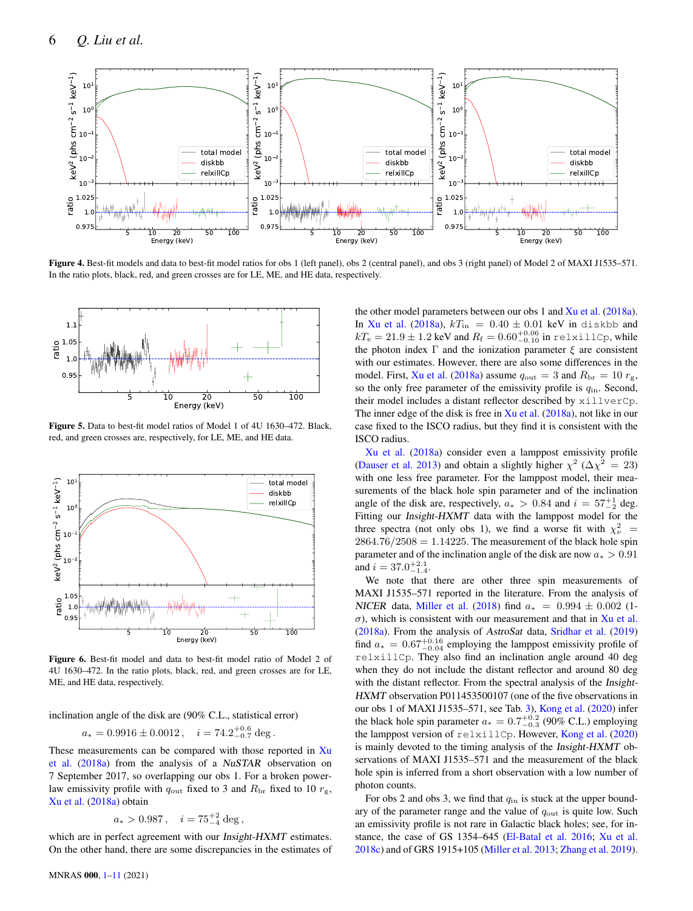**Figure 4.** Best-fit models and data to best-fit model ratios for obs 1 (left panel), obs 2 (central panel), and obs 3 (right panel) of Model 2 of MAXI J1535–571. In the ratio plots, black, red, and green crosses are for LE, ME, and HE data, respectively.

**Figure 5.** Data to best-fit model ratios of Model 1 of 4U 1630–472. Black, red, and green crosses are, respectively, for LE, ME, and HE data.

**Figure 6.** Best-fit model and data to best-fit model ratio of Model 2 of 4U 1630–472. In the ratio plots, black, red, and green crosses are for LE, ME, and HE data, respectively.

inclination angle of the disk are (90% C.L., statistical error)

$$a_* = 0.9916 \pm 0.0012 \, , \quad i = 74.2^{+0.6}_{-0.7} \text{ deg} \, .$$

These measurements can be compared with those reported in Xu et al. (2018a) from the analysis of a *NuSTAR* observation on 7 September 2017, so overlapping our obs 1. For a broken power-law emissivity profile with $q_{\rm out}$ fixed to 3 and $R_{\rm br}$ fixed to 10 $r_{\rm g}$, Xu et al. (2018a) obtain

$$a_* > 0.987 \, , \quad i = 75^{+2}_{-4} \text{ deg} \, ,$$

which are in perfect agreement with our *Insight-HXMT* estimates. On the other hand, there are some discrepancies in the estimates of the other model parameters between our obs 1 and Xu et al. (2018a). In Xu et al. (2018a), $kT_{\rm in} = 0.40 \pm 0.01$ keV in `diskbb` and $kT_{\rm e} = 21.9 \pm 1.2$ keV and $R_{\rm f} = 0.60^{+0.06}_{-0.10}$ in `relxillCp`, while the photon index $\Gamma$ and the ionization parameter $\xi$ are consistent with our estimates. However, there are also some differences in the model. First, Xu et al. (2018a) assume $q_{\rm out} = 3$ and $R_{\rm br} = 10 \, r_{\rm g}$, so the only free parameter of the emissivity profile is $q_{\rm in}$. Second, their model includes a distant reflector described by `xillverCp`. The inner edge of the disk is free in Xu et al. (2018a), not like in our case fixed to the ISCO radius, but they find it is consistent with the ISCO radius.

Xu et al. (2018a) consider even a lamppost emissivity profile (Dauser et al. 2013) and obtain a slightly higher $\chi^2$ ($\Delta\chi^2 = 23$) with one less free parameter. For the lamppost model, their measurements of the black hole spin parameter and of the inclination angle of the disk are, respectively, $a_* > 0.84$ and $i = 57^{+1}_{-2}$ deg. Fitting our *Insight-HXMT* data with the lamppost model for the three spectra (not only obs 1), we find a worse fit with $\chi^2_\nu = 2864.76/2508 = 1.14225$. The measurement of the black hole spin parameter and of the inclination angle of the disk are now $a_* > 0.91$ and $i = 37.0^{+2.1}_{-1.4}$.

We note that there are other three spin measurements of MAXI J1535–571 reported in the literature. From the analysis of *NICER* data, Miller et al. (2018) find $a_* = 0.994 \pm 0.002$ (1-$\sigma$), which is consistent with our measurement and that in Xu et al. (2018a). From the analysis of *AstroSat* data, Sridhar et al. (2019) find $a_* = 0.67^{+0.16}_{-0.04}$ employing the lamppost emissivity profile of `relxillCp`. They also find an inclination angle around 40 deg when they do not include the distant reflector and around 80 deg with the distant reflector. From the spectral analysis of the *Insight-HXMT* observation P011453500107 (one of the five observations in our obs 1 of MAXI J1535–571, see Tab. 3), Kong et al. (2020) infer the black hole spin parameter $a_* = 0.7^{+0.2}_{-0.3}$ (90% C.L.) employing the lamppost version of `relxillCp`. However, Kong et al. (2020) is mainly devoted to the timing analysis of the *Insight-HXMT* observations of MAXI J1535–571 and the measurement of the black hole spin is inferred from a short observation with a low number of photon counts.

For obs 2 and obs 3, we find that $q_{\rm in}$ is stuck at the upper boundary of the parameter range and the value of $q_{\rm out}$ is quite low. Such an emissivity profile is not rare in Galactic black holes; see, for instance, the case of GS 1354–645 (El-Batal et al. 2016; Xu et al. 2018c) and of GRS 1915+105 (Miller et al. 2013; Zhang et al. 2019).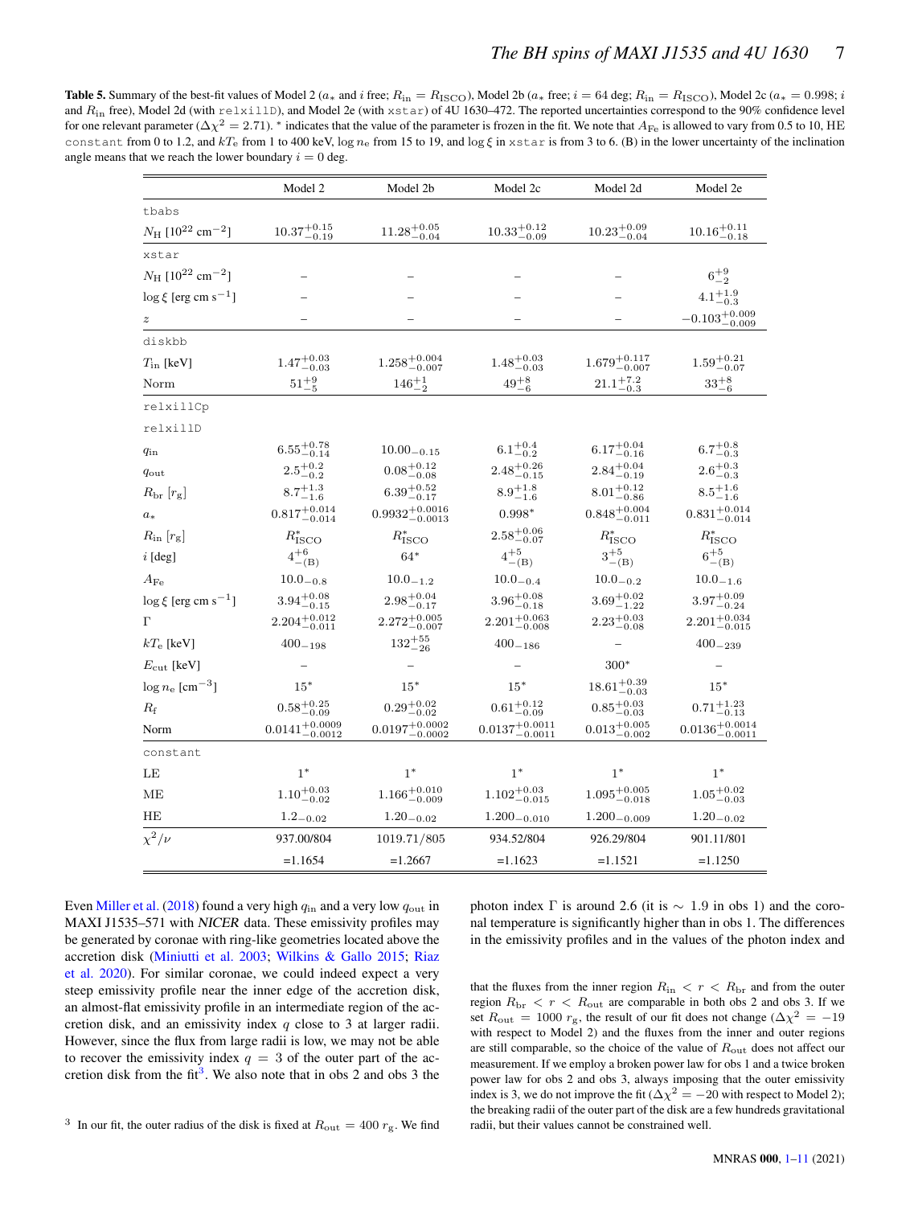**Table 5.** Summary of the best-fit values of Model 2 ($a_*$ and $i$ free; $R_{\rm in} = R_{\rm ISCO}$), Model 2b ($a_*$ free; $i$ = 64 deg; $R_{\rm in} = R_{\rm ISCO}$), Model 2c ($a_* = 0.998$; $i$ and $R_{\rm in}$ free), Model 2d (with `relxillD`), and Model 2e (with `xstar`) of 4U 1630–472. The reported uncertainties correspond to the 90% confidence level for one relevant parameter ($\Delta\chi^2 = 2.71$). * indicates that the value of the parameter is frozen in the fit. We note that $A_{\rm Fe}$ is allowed to vary from 0.5 to 10, HE `constant` from 0 to 1.2, and $kT_{\rm e}$ from 1 to 400 keV, $\log n_{\rm e}$ from 15 to 19, and $\log\xi$ in `xstar` is from 3 to 6. (B) in the lower uncertainty of the inclination angle means that we reach the lower boundary $i = 0$ deg.

| | Model 2 | Model 2b | Model 2c | Model 2d | Model 2e |
|---|---|---|---|---|---|
| `tbabs` | | | | | |
| $N_{\rm H}$ [$10^{22}$ cm$^{-2}$] | $10.37^{+0.15}_{-0.19}$ | $11.28^{+0.05}_{-0.04}$ | $10.33^{+0.12}_{-0.09}$ | $10.23^{+0.09}_{-0.04}$ | $10.16^{+0.11}_{-0.18}$ |
| `xstar` | | | | | |
| $N_{\rm H}$ [$10^{22}$ cm$^{-2}$] | – | – | – | – | $6^{+9}_{-2}$ |
| $\log\xi$ [erg cm s$^{-1}$] | – | – | – | – | $4.1^{+1.9}_{-0.3}$ |
| $z$ | – | – | – | – | $-0.103^{+0.009}_{-0.009}$ |
| `diskbb` | | | | | |
| $T_{\rm in}$ [keV] | $1.47^{+0.03}_{-0.03}$ | $1.258^{+0.004}_{-0.007}$ | $1.48^{+0.03}_{-0.03}$ | $1.679^{+0.117}_{-0.007}$ | $1.59^{+0.21}_{-0.07}$ |
| Norm | $51^{+9}_{-5}$ | $146^{+1}_{-2}$ | $49^{+8}_{-6}$ | $21.1^{+7.2}_{-0.3}$ | $33^{+8}_{-6}$ |
| `relxillCp` | | | | | |
| `relxillD` | | | | | |
| $q_{\rm in}$ | $6.55^{+0.78}_{-0.14}$ | $10.00_{-0.15}$ | $6.1^{+0.4}_{-0.2}$ | $6.17^{+0.04}_{-0.16}$ | $6.7^{+0.8}_{-0.3}$ |
| $q_{\rm out}$ | $2.5^{+0.2}_{-0.2}$ | $0.08^{+0.12}_{-0.08}$ | $2.48^{+0.26}_{-0.15}$ | $2.84^{+0.04}_{-0.19}$ | $2.6^{+0.3}_{-0.3}$ |
| $R_{\rm br}$ [$r_{\rm g}$] | $8.7^{+1.3}_{-1.6}$ | $6.39^{+0.52}_{-0.17}$ | $8.9^{+1.8}_{-1.6}$ | $8.01^{+0.12}_{-0.86}$ | $8.5^{+1.6}_{-1.6}$ |
| $a_*$ | $0.817^{+0.014}_{-0.014}$ | $0.9932^{+0.0016}_{-0.0013}$ | $0.998^*$ | $0.848^{+0.004}_{-0.011}$ | $0.831^{+0.014}_{-0.014}$ |
| $R_{\rm in}$ [$r_{\rm g}$] | $R^*_{\rm ISCO}$ | $R^*_{\rm ISCO}$ | $2.58^{+0.06}_{-0.07}$ | $R^*_{\rm ISCO}$ | $R^*_{\rm ISCO}$ |
| $i$ [deg] | $4^{+6}_{-({\rm B})}$ | $64^*$ | $4^{+5}_{-({\rm B})}$ | $3^{+5}_{-({\rm B})}$ | $6^{+5}_{-({\rm B})}$ |
| $A_{\rm Fe}$ | $10.0_{-0.8}$ | $10.0_{-1.2}$ | $10.0_{-0.4}$ | $10.0_{-0.2}$ | $10.0_{-1.6}$ |
| $\log\xi$ [erg cm s$^{-1}$] | $3.94^{+0.08}_{-0.15}$ | $2.98^{+0.04}_{-0.17}$ | $3.96^{+0.08}_{-0.18}$ | $3.69^{+0.02}_{-1.22}$ | $3.97^{+0.09}_{-0.24}$ |
| $\Gamma$ | $2.204^{+0.012}_{-0.011}$ | $2.272^{+0.005}_{-0.007}$ | $2.201^{+0.063}_{-0.008}$ | $2.23^{+0.03}_{-0.08}$ | $2.201^{+0.034}_{-0.015}$ |
| $kT_{\rm e}$ [keV] | $400_{-198}$ | $132^{+55}_{-26}$ | $400_{-186}$ | – | $400_{-239}$ |
| $E_{\rm cut}$ [keV] | – | – | – | $300^*$ | – |
| $\log n_{\rm e}$ [cm$^{-3}$] | $15^*$ | $15^*$ | $15^*$ | $18.61^{+0.39}_{-0.03}$ | $15^*$ |
| $R_{\rm f}$ | $0.58^{+0.25}_{-0.09}$ | $0.29^{+0.02}_{-0.02}$ | $0.61^{+0.12}_{-0.09}$ | $0.85^{+0.03}_{-0.03}$ | $0.71^{+1.23}_{-0.13}$ |
| Norm | $0.0141^{+0.0009}_{-0.0012}$ | $0.0197^{+0.0002}_{-0.0002}$ | $0.0137^{+0.0011}_{-0.0011}$ | $0.013^{+0.005}_{-0.002}$ | $0.0136^{+0.0014}_{-0.0011}$ |
| `constant` | | | | | |
| LE | $1^*$ | $1^*$ | $1^*$ | $1^*$ | $1^*$ |
| ME | $1.10^{+0.03}_{-0.02}$ | $1.166^{+0.010}_{-0.009}$ | $1.102^{+0.03}_{-0.015}$ | $1.095^{+0.005}_{-0.018}$ | $1.05^{+0.02}_{-0.03}$ |
| HE | $1.2_{-0.02}$ | $1.20_{-0.02}$ | $1.200_{-0.010}$ | $1.200_{-0.009}$ | $1.20_{-0.02}$ |
| $\chi^2/\nu$ | 937.00/804 | 1019.71/805 | 934.52/804 | 926.29/804 | 901.11/801 |
| | =1.1654 | =1.2667 | =1.1623 | =1.1521 | =1.1250 |

Even Miller et al. (2018) found a very high $q_{\rm in}$ and a very low $q_{\rm out}$ in MAXI J1535–571 with *NICER* data. These emissivity profiles may be generated by coronae with ring-like geometries located above the accretion disk (Miniutti et al. 2003; Wilkins & Gallo 2015; Riaz et al. 2020). For similar coronae, we could indeed expect a very steep emissivity profile near the inner edge of the accretion disk, an almost-flat emissivity profile in an intermediate region of the accretion disk, and an emissivity index $q$ close to 3 at larger radii. However, since the flux from large radii is low, we may not be able to recover the emissivity index $q = 3$ of the outer part of the accretion disk from the fit[3]. We also note that in obs 2 and obs 3 the photon index $\Gamma$ is around 2.6 (it is $\sim$ 1.9 in obs 1) and the coronal temperature is significantly higher than in obs 1. The differences in the emissivity profiles and in the values of the photon index and

[3] In our fit, the outer radius of the disk is fixed at $R_{\rm out} = 400\ r_{\rm g}$. We find that the fluxes from the inner region $R_{\rm in} < r < R_{\rm br}$ and from the outer region $R_{\rm br} < r < R_{\rm out}$ are comparable in both obs 2 and obs 3. If we set $R_{\rm out} = 1000\ r_{\rm g}$, the result of our fit does not change ($\Delta\chi^2 = -19$ with respect to Model 2) and the fluxes from the inner and outer regions are still comparable, so the choice of the value of $R_{\rm out}$ does not affect our measurement. If we employ a broken power law for obs 1 and a twice broken power law for obs 2 and obs 3, always imposing that the outer emissivity index is 3, we do not improve the fit ($\Delta\chi^2 = -20$ with respect to Model 2); the breaking radii of the outer part of the disk are a few hundreds gravitational radii, but their values cannot be constrained well.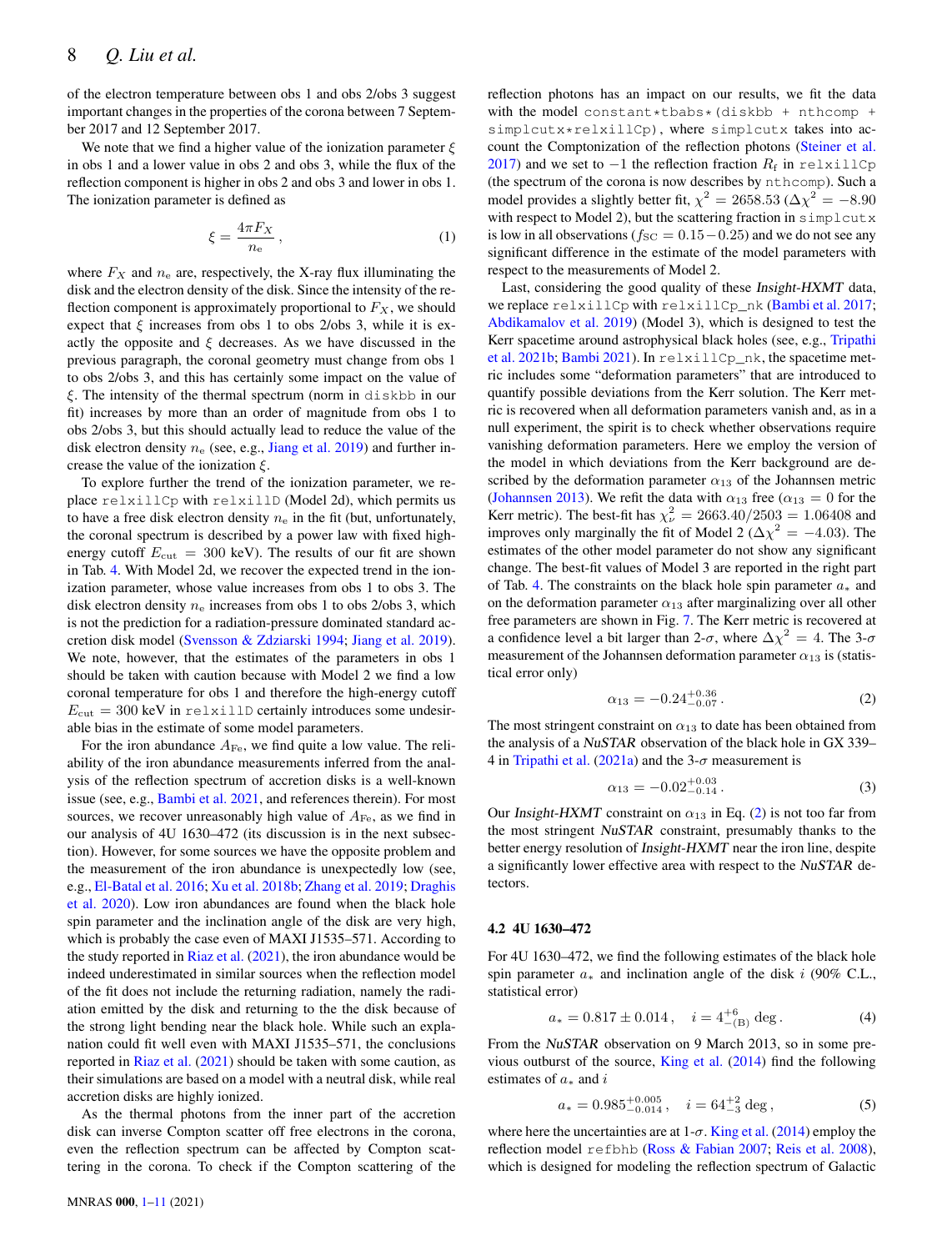of the electron temperature between obs 1 and obs 2/obs 3 suggest important changes in the properties of the corona between 7 September 2017 and 12 September 2017.

We note that we find a higher value of the ionization parameter $\xi$ in obs 1 and a lower value in obs 2 and obs 3, while the flux of the reflection component is higher in obs 2 and obs 3 and lower in obs 1. The ionization parameter is defined as

$$\xi = \frac{4\pi F_X}{n_e}\,, \tag{1}$$

where $F_X$ and $n_e$ are, respectively, the X-ray flux illuminating the disk and the electron density of the disk. Since the intensity of the reflection component is approximately proportional to $F_X$, we should expect that $\xi$ increases from obs 1 to obs 2/obs 3, while it is exactly the opposite and $\xi$ decreases. As we have discussed in the previous paragraph, the coronal geometry must change from obs 1 to obs 2/obs 3, and this has certainly some impact on the value of $\xi$. The intensity of the thermal spectrum (norm in `diskbb` in our fit) increases by more than an order of magnitude from obs 1 to obs 2/obs 3, but this should actually lead to reduce the value of the disk electron density $n_e$ (see, e.g., Jiang et al. 2019) and further increase the value of the ionization $\xi$.

To explore further the trend of the ionization parameter, we replace `relxillCp` with `relxillD` (Model 2d), which permits us to have a free disk electron density $n_e$ in the fit (but, unfortunately, the coronal spectrum is described by a power law with fixed high-energy cutoff $E_{cut} = 300$ keV). The results of our fit are shown in Tab. 4. With Model 2d, we recover the expected trend in the ionization parameter, whose value increases from obs 1 to obs 3. The disk electron density $n_e$ increases from obs 1 to obs 2/obs 3, which is not the prediction for a radiation-pressure dominated standard accretion disk model (Svensson & Zdziarski 1994; Jiang et al. 2019). We note, however, that the estimates of the parameters in obs 1 should be taken with caution because with Model 2 we find a low coronal temperature for obs 1 and therefore the high-energy cutoff $E_{cut} = 300$ keV in `relxillD` certainly introduces some undesirable bias in the estimate of some model parameters.

For the iron abundance $A_{Fe}$, we find quite a low value. The reliability of the iron abundance measurements inferred from the analysis of the reflection spectrum of accretion disks is a well-known issue (see, e.g., Bambi et al. 2021, and references therein). For most sources, we recover unreasonably high value of $A_{Fe}$, as we find in our analysis of 4U 1630–472 (its discussion is in the next subsection). However, for some sources we have the opposite problem and the measurement of the iron abundance is unexpectedly low (see, e.g., El-Batal et al. 2016; Xu et al. 2018b; Zhang et al. 2019; Draghis et al. 2020). Low iron abundances are found when the black hole spin parameter and the inclination angle of the disk are very high, which is probably the case even of MAXI J1535–571. According to the study reported in Riaz et al. (2021), the iron abundance would be indeed underestimated in similar sources when the reflection model of the fit does not include the returning radiation, namely the radiation emitted by the disk and returning to the disk because of the strong light bending near the black hole. While such an explanation could fit well even with MAXI J1535–571, the conclusions reported in Riaz et al. (2021) should be taken with some caution, as their simulations are based on a model with a neutral disk, while real accretion disks are highly ionized.

As the thermal photons from the inner part of the accretion disk can inverse Compton scatter off free electrons in the corona, even the reflection spectrum can be affected by Compton scattering in the corona. To check if the Compton scattering of the reflection photons has an impact on our results, we fit the data with the model `constant*tbabs*(diskbb + nthcomp + simplcutx*relxillCp)`, where `simplcutx` takes into account the Comptonization of the reflection photons (Steiner et al. 2017) and we set to $-1$ the reflection fraction $R_f$ in `relxillCp` (the spectrum of the corona is now describes by `nthcomp`). Such a model provides a slightly better fit, $\chi^2 = 2658.53$ ($\Delta\chi^2 = -8.90$ with respect to Model 2), but the scattering fraction in `simplcutx` is low in all observations ($f_{SC} = 0.15-0.25$) and we do not see any significant difference in the estimate of the model parameters with respect to the measurements of Model 2.

Last, considering the good quality of these *Insight-HXMT* data, we replace `relxillCp` with `relxillCp_nk` (Bambi et al. 2017; Abdikamalov et al. 2019) (Model 3), which is designed to test the Kerr spacetime around astrophysical black holes (see, e.g., Tripathi et al. 2021b; Bambi 2021). In `relxillCp_nk`, the spacetime metric includes some "deformation parameters" that are introduced to quantify possible deviations from the Kerr solution. The Kerr metric is recovered when all deformation parameters vanish and, as in a null experiment, the spirit is to check whether observations require vanishing deformation parameters. Here we employ the version of the model in which deviations from the Kerr background are described by the deformation parameter $\alpha_{13}$ of the Johannsen metric (Johannsen 2013). We refit the data with $\alpha_{13}$ free ($\alpha_{13} = 0$ for the Kerr metric). The best-fit has $\chi^2_\nu = 2663.40/2503 = 1.06408$ and improves only marginally the fit of Model 2 ($\Delta\chi^2 = -4.03$). The estimates of the other model parameter do not show any significant change. The best-fit values of Model 3 are reported in the right part of Tab. 4. The constraints on the black hole spin parameter $a_*$ and on the deformation parameter $\alpha_{13}$ after marginalizing over all other free parameters are shown in Fig. 7. The Kerr metric is recovered at a confidence level a bit larger than 2-$\sigma$, where $\Delta\chi^2 = 4$. The 3-$\sigma$ measurement of the Johannsen deformation parameter $\alpha_{13}$ is (statistical error only)

$$\alpha_{13} = -0.24^{+0.36}_{-0.07}\,. \tag{2}$$

The most stringent constraint on $\alpha_{13}$ to date has been obtained from the analysis of a *NuSTAR* observation of the black hole in GX 339–4 in Tripathi et al. (2021a) and the 3-$\sigma$ measurement is

$$\alpha_{13} = -0.02^{+0.03}_{-0.14}\,. \tag{3}$$

Our *Insight-HXMT* constraint on $\alpha_{13}$ in Eq. (2) is not too far from the most stringent *NuSTAR* constraint, presumably thanks to the better energy resolution of *Insight-HXMT* near the iron line, despite a significantly lower effective area with respect to the *NuSTAR* detectors.

### 4.2 4U 1630–472

For 4U 1630–472, we find the following estimates of the black hole spin parameter $a_*$ and inclination angle of the disk $i$ (90% C.L., statistical error)

$$a_* = 0.817 \pm 0.014\,, \quad i = 4^{+6}_{-(B)}\ \mathrm{deg}\,. \tag{4}$$

From the *NuSTAR* observation on 9 March 2013, so in some previous outburst of the source, King et al. (2014) find the following estimates of $a_*$ and $i$

$$a_* = 0.985^{+0.005}_{-0.014}\,, \quad i = 64^{+2}_{-3}\ \mathrm{deg}\,, \tag{5}$$

where here the uncertainties are at 1-$\sigma$. King et al. (2014) employ the reflection model `refbhb` (Ross & Fabian 2007; Reis et al. 2008), which is designed for modeling the reflection spectrum of Galactic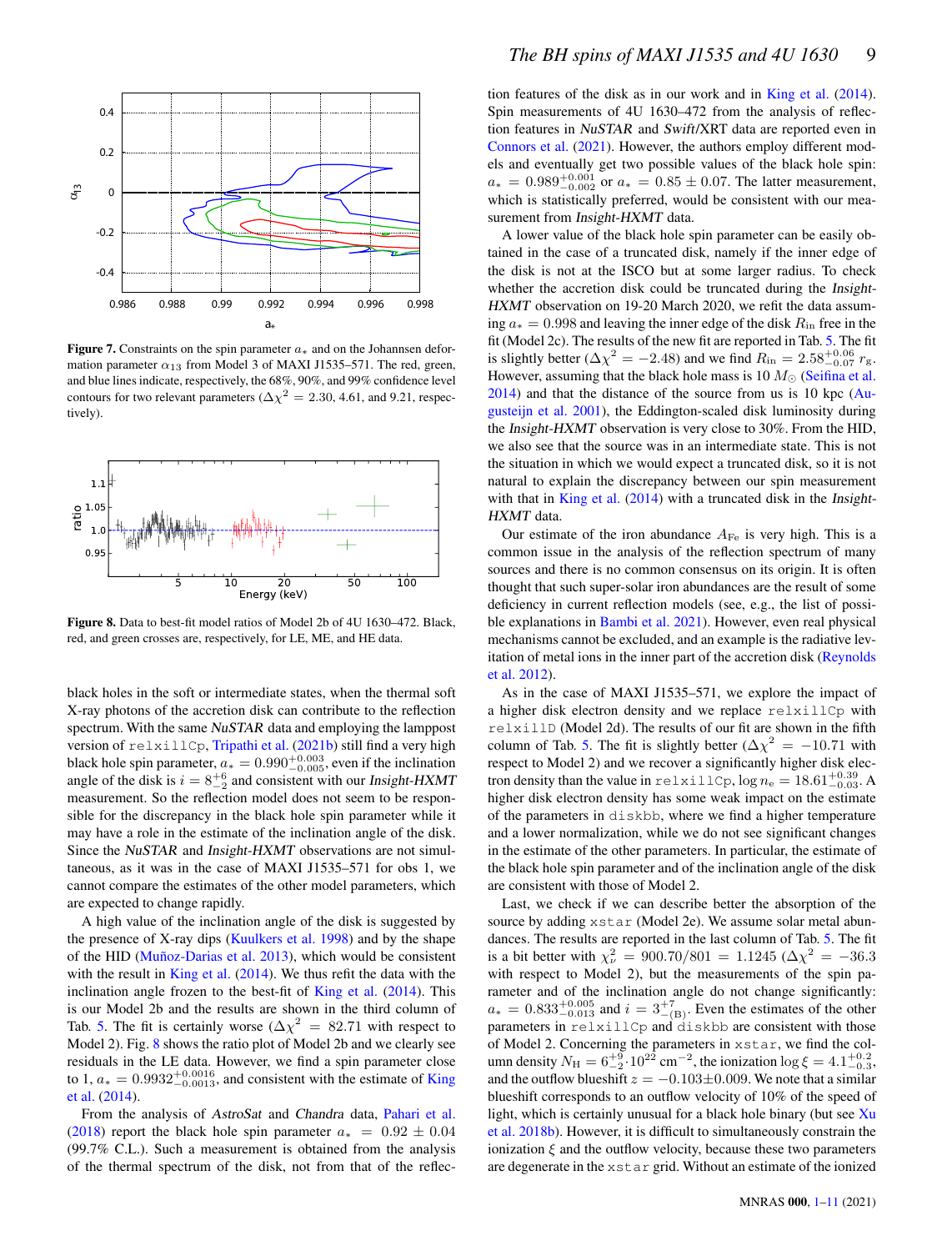**Figure 7.** Constraints on the spin parameter $a_*$ and on the Johannsen deformation parameter $\alpha_{13}$ from Model 3 of MAXI J1535–571. The red, green, and blue lines indicate, respectively, the 68%, 90%, and 99% confidence level contours for two relevant parameters ($\Delta\chi^2$ = 2.30, 4.61, and 9.21, respectively).

**Figure 8.** Data to best-fit model ratios of Model 2b of 4U 1630–472. Black, red, and green crosses are, respectively, for LE, ME, and HE data.

black holes in the soft or intermediate states, when the thermal soft X-ray photons of the accretion disk can contribute to the reflection spectrum. With the same *NuSTAR* data and employing the lamppost version of `relxillCp`, Tripathi et al. (2021b) still find a very high black hole spin parameter, $a_* = 0.990^{+0.003}_{-0.005}$, even if the inclination angle of the disk is $i = 8^{+6}_{-2}$ and consistent with our *Insight-HXMT* measurement. So the reflection model does not seem to be responsible for the discrepancy in the black hole spin parameter while it may have a role in the estimate of the inclination angle of the disk. Since the *NuSTAR* and *Insight-HXMT* observations are not simultaneous, as it was in the case of MAXI J1535–571 for obs 1, we cannot compare the estimates of the other model parameters, which are expected to change rapidly.

A high value of the inclination angle of the disk is suggested by the presence of X-ray dips (Kuulkers et al. 1998) and by the shape of the HID (Muñoz-Darias et al. 2013), which would be consistent with the result in King et al. (2014). We thus refit the data with the inclination angle frozen to the best-fit of King et al. (2014). This is our Model 2b and the results are shown in the third column of Tab. 5. The fit is certainly worse ($\Delta\chi^2$ = 82.71 with respect to Model 2). Fig. 8 shows the ratio plot of Model 2b and we clearly see residuals in the LE data. However, we find a spin parameter close to 1, $a_* = 0.9932^{+0.0016}_{-0.0013}$, and consistent with the estimate of King et al. (2014).

From the analysis of *AstroSat* and *Chandra* data, Pahari et al. (2018) report the black hole spin parameter $a_* = 0.92 \pm 0.04$ (99.7% C.L.). Such a measurement is obtained from the analysis of the thermal spectrum of the disk, not from that of the reflection features of the disk as in our work and in King et al. (2014). Spin measurements of 4U 1630–472 from the analysis of reflection features in *NuSTAR* and *Swift*/XRT data are reported even in Connors et al. (2021). However, the authors employ different models and eventually get two possible values of the black hole spin: $a_* = 0.989^{+0.001}_{-0.002}$ or $a_* = 0.85 \pm 0.07$. The latter measurement, which is statistically preferred, would be consistent with our measurement from *Insight-HXMT* data.

A lower value of the black hole spin parameter can be easily obtained in the case of a truncated disk, namely if the inner edge of the disk is not at the ISCO but at some larger radius. To check whether the accretion disk could be truncated during the *Insight-HXMT* observation on 19-20 March 2020, we refit the data assuming $a_* = 0.998$ and leaving the inner edge of the disk $R_{\rm in}$ free in the fit (Model 2c). The results of the new fit are reported in Tab. 5. The fit is slightly better ($\Delta\chi^2 = -2.48$) and we find $R_{\rm in} = 2.58^{+0.06}_{-0.07}\, r_{\rm g}$. However, assuming that the black hole mass is 10 $M_\odot$ (Seifina et al. 2014) and that the distance of the source from us is 10 kpc (Augusteijn et al. 2001), the Eddington-scaled disk luminosity during the *Insight-HXMT* observation is very close to 30%. From the HID, we also see that the source was in an intermediate state. This is not the situation in which we would expect a truncated disk, so it is not natural to explain the discrepancy between our spin measurement with that in King et al. (2014) with a truncated disk in the *Insight-HXMT* data.

Our estimate of the iron abundance $A_{\rm Fe}$ is very high. This is a common issue in the analysis of the reflection spectrum of many sources and there is no common consensus on its origin. It is often thought that such super-solar iron abundances are the result of some deficiency in current reflection models (see, e.g., the list of possible explanations in Bambi et al. 2021). However, even real physical mechanisms cannot be excluded, and an example is the radiative levitation of metal ions in the inner part of the accretion disk (Reynolds et al. 2012).

As in the case of MAXI J1535–571, we explore the impact of a higher disk electron density and we replace `relxillCp` with `relxillD` (Model 2d). The results of our fit are shown in the fifth column of Tab. 5. The fit is slightly better ($\Delta\chi^2 = -10.71$ with respect to Model 2) and we recover a significantly higher disk electron density than the value in `relxillCp`, $\log n_{\rm e} = 18.61^{+0.39}_{-0.03}$. A higher disk electron density has some weak impact on the estimate of the parameters in `diskbb`, where we find a higher temperature and a lower normalization, while we do not see significant changes in the estimate of the other parameters. In particular, the estimate of the black hole spin parameter and of the inclination angle of the disk are consistent with those of Model 2.

Last, we check if we can describe better the absorption of the source by adding `xstar` (Model 2e). We assume solar metal abundances. The results are reported in the last column of Tab. 5. The fit is a bit better with $\chi^2_\nu = 900.70/801 = 1.1245$ ($\Delta\chi^2 = -36.3$ with respect to Model 2), but the measurements of the spin parameter and of the inclination angle do not change significantly: $a_* = 0.833^{+0.005}_{-0.013}$ and $i = 3^{+7}_{-(\rm B)}$. Even the estimates of the other parameters in `relxillCp` and `diskbb` are consistent with those of Model 2. Concerning the parameters in `xstar`, we find the column density $N_{\rm H} = 6^{+9}_{-2} \cdot 10^{22}$ cm$^{-2}$, the ionization $\log\xi = 4.1^{+0.2}_{-0.3}$, and the outflow blueshift $z = -0.103 \pm 0.009$. We note that a similar blueshift corresponds to an outflow velocity of 10% of the speed of light, which is certainly unusual for a black hole binary (but see Xu et al. 2018b). However, it is difficult to simultaneously constrain the ionization $\xi$ and the outflow velocity, because these two parameters are degenerate in the `xstar` grid. Without an estimate of the ionized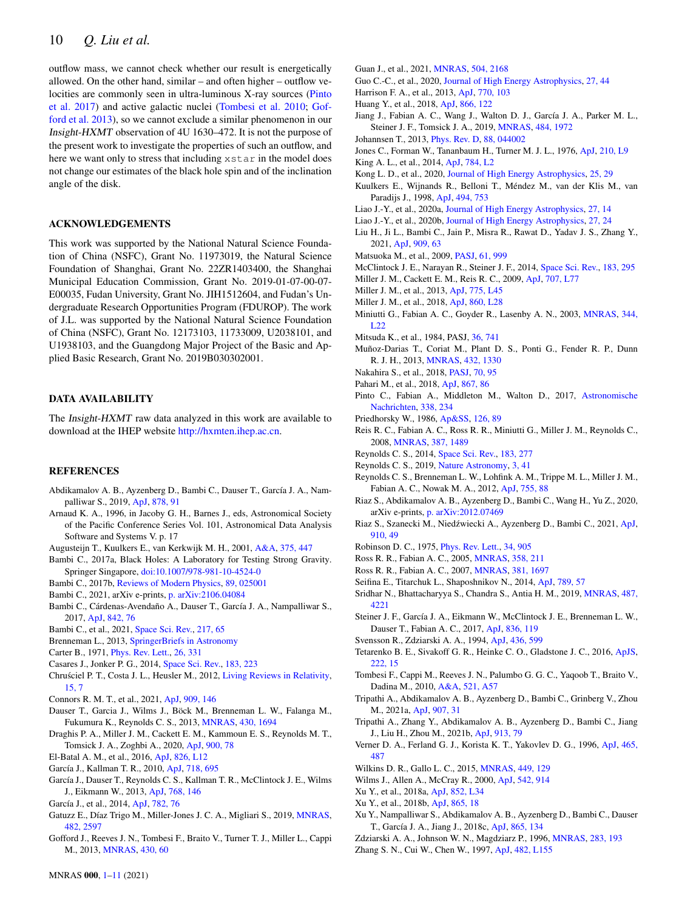outflow mass, we cannot check whether our result is energetically allowed. On the other hand, similar – and often higher – outflow velocities are commonly seen in ultra-luminous X-ray sources (Pinto et al. 2017) and active galactic nuclei (Tombesi et al. 2010; Gofford et al. 2013), so we cannot exclude a similar phenomenon in our *Insight-HXMT* observation of 4U 1630–472. It is not the purpose of the present work to investigate the properties of such an outflow, and here we want only to stress that including `xstar` in the model does not change our estimates of the black hole spin and of the inclination angle of the disk.

## ACKNOWLEDGEMENTS

This work was supported by the National Natural Science Foundation of China (NSFC), Grant No. 11973019, the Natural Science Foundation of Shanghai, Grant No. 22ZR1403400, the Shanghai Municipal Education Commission, Grant No. 2019-01-07-00-07-E00035, Fudan University, Grant No. JIH1512604, and Fudan's Undergraduate Research Opportunities Program (FDUROP). The work of J.L. was supported by the National Natural Science Foundation of China (NSFC), Grant No. 12173103, 11733009, U2038101, and U1938103, and the Guangdong Major Project of the Basic and Applied Basic Research, Grant No. 2019B030302001.

## DATA AVAILABILITY

The *Insight-HXMT* raw data analyzed in this work are available to download at the IHEP website http://hxmten.ihep.ac.cn.

## REFERENCES

Abdikamalov A. B., Ayzenberg D., Bambi C., Dauser T., García J. A., Nampalliwar S., 2019, ApJ, 878, 91

Arnaud K. A., 1996, in Jacoby G. H., Barnes J., eds, Astronomical Society of the Pacific Conference Series Vol. 101, Astronomical Data Analysis Software and Systems V. p. 17

Augusteijn T., Kuulkers E., van Kerkwijk M. H., 2001, A&A, 375, 447

Bambi C., 2017a, Black Holes: A Laboratory for Testing Strong Gravity. Springer Singapore, doi:10.1007/978-981-10-4524-0

Bambi C., 2017b, Reviews of Modern Physics, 89, 025001

Bambi C., 2021, arXiv e-prints, p. arXiv:2106.04084

Bambi C., Cárdenas-Avendaño A., Dauser T., García J. A., Nampalliwar S., 2017, ApJ, 842, 76

Bambi C., et al., 2021, Space Sci. Rev., 217, 65

Brenneman L., 2013, SpringerBriefs in Astronomy

Carter B., 1971, Phys. Rev. Lett., 26, 331

Casares J., Jonker P. G., 2014, Space Sci. Rev., 183, 223

Chruściel P. T., Costa J. L., Heusler M., 2012, Living Reviews in Relativity, 15, 7

Connors R. M. T., et al., 2021, ApJ, 909, 146

Dauser T., Garcia J., Wilms J., Böck M., Brenneman L. W., Falanga M., Fukumura K., Reynolds C. S., 2013, MNRAS, 430, 1694

Draghis P. A., Miller J. M., Cackett E. M., Kammoun E. S., Reynolds M. T., Tomsick J. A., Zoghbi A., 2020, ApJ, 900, 78

El-Batal A. M., et al., 2016, ApJ, 826, L12

García J., Kallman T. R., 2010, ApJ, 718, 695

García J., Dauser T., Reynolds C. S., Kallman T. R., McClintock J. E., Wilms J., Eikmann W., 2013, ApJ, 768, 146

García J., et al., 2014, ApJ, 782, 76

Gatuzz E., Díaz Trigo M., Miller-Jones J. C. A., Migliari S., 2019, MNRAS, 482, 2597

Gofford J., Reeves J. N., Tombesi F., Braito V., Turner T. J., Miller L., Cappi M., 2013, MNRAS, 430, 60

Guan J., et al., 2021, MNRAS, 504, 2168

Guo C.-C., et al., 2020, Journal of High Energy Astrophysics, 27, 44

Harrison F. A., et al., 2013, ApJ, 770, 103

Huang Y., et al., 2018, ApJ, 866, 122

Jiang J., Fabian A. C., Wang J., Walton D. J., García J. A., Parker M. L., Steiner J. F., Tomsick J. A., 2019, MNRAS, 484, 1972

Johannsen T., 2013, Phys. Rev. D, 88, 044002

Jones C., Forman W., Tananbaum H., Turner M. J. L., 1976, ApJ, 210, L9

King A. L., et al., 2014, ApJ, 784, L2

Kong L. D., et al., 2020, Journal of High Energy Astrophysics, 25, 29

Kuulkers E., Wijnands R., Belloni T., Méndez M., van der Klis M., van Paradijs J., 1998, ApJ, 494, 753

Liao J.-Y., et al., 2020a, Journal of High Energy Astrophysics, 27, 14

Liao J.-Y., et al., 2020b, Journal of High Energy Astrophysics, 27, 24

Liu H., Ji L., Bambi C., Jain P., Misra R., Rawat D., Yadav J. S., Zhang Y., 2021, ApJ, 909, 63

Matsuoka M., et al., 2009, PASJ, 61, 999

McClintock J. E., Narayan R., Steiner J. F., 2014, Space Sci. Rev., 183, 295

Miller J. M., Cackett E. M., Reis R. C., 2009, ApJ, 707, L77

Miller J. M., et al., 2013, ApJ, 775, L45

Miller J. M., et al., 2018, ApJ, 860, L28

Miniutti G., Fabian A. C., Goyder R., Lasenby A. N., 2003, MNRAS, 344, L22

Mitsuda K., et al., 1984, PASJ, 36, 741

Muñoz-Darias T., Coriat M., Plant D. S., Ponti G., Fender R. P., Dunn R. J. H., 2013, MNRAS, 432, 1330

Nakahira S., et al., 2018, PASJ, 70, 95

Pahari M., et al., 2018, ApJ, 867, 86

Pinto C., Fabian A., Middleton M., Walton D., 2017, Astronomische Nachrichten, 338, 234

Priedhorsky W., 1986, Ap&SS, 126, 89

Reis R. C., Fabian A. C., Ross R. R., Miniutti G., Miller J. M., Reynolds C., 2008, MNRAS, 387, 1489

Reynolds C. S., 2014, Space Sci. Rev., 183, 277

Reynolds C. S., 2019, Nature Astronomy, 3, 41

Reynolds C. S., Brenneman L. W., Lohfink A. M., Trippe M. L., Miller J. M., Fabian A. C., Nowak M. A., 2012, ApJ, 755, 88

Riaz S., Abdikamalov A. B., Ayzenberg D., Bambi C., Wang H., Yu Z., 2020, arXiv e-prints, p. arXiv:2012.07469

Riaz S., Szanecki M., Niedźwiecki A., Ayzenberg D., Bambi C., 2021, ApJ, 910, 49

Robinson D. C., 1975, Phys. Rev. Lett., 34, 905

Ross R. R., Fabian A. C., 2005, MNRAS, 358, 211

Ross R. R., Fabian A. C., 2007, MNRAS, 381, 1697

Seifina E., Titarchuk L., Shaposhnikov N., 2014, ApJ, 789, 57

Sridhar N., Bhattacharyya S., Chandra S., Antia H. M., 2019, MNRAS, 487, 4221

Steiner J. F., García J. A., Eikmann W., McClintock J. E., Brenneman L. W., Dauser T., Fabian A. C., 2017, ApJ, 836, 119

Svensson R., Zdziarski A. A., 1994, ApJ, 436, 599

Tetarenko B. E., Sivakoff G. R., Heinke C. O., Gladstone J. C., 2016, ApJS, 222, 15

Tombesi F., Cappi M., Reeves J. N., Palumbo G. G. C., Yaqoob T., Braito V., Dadina M., 2010, A&A, 521, A57

Tripathi A., Abdikamalov A. B., Ayzenberg D., Bambi C., Grinberg V., Zhou M., 2021a, ApJ, 907, 31

Tripathi A., Zhang Y., Abdikamalov A. B., Ayzenberg D., Bambi C., Jiang J., Liu H., Zhou M., 2021b, ApJ, 913, 79

Verner D. A., Ferland G. J., Korista K. T., Yakovlev D. G., 1996, ApJ, 465, 487

Wilkins D. R., Gallo L. C., 2015, MNRAS, 449, 129

Wilms J., Allen A., McCray R., 2000, ApJ, 542, 914

Xu Y., et al., 2018a, ApJ, 852, L34

Xu Y., et al., 2018b, ApJ, 865, 18

Xu Y., Nampalliwar S., Abdikamalov A. B., Ayzenberg D., Bambi C., Dauser T., García J. A., Jiang J., 2018c, ApJ, 865, 134

Zdziarski A. A., Johnson W. N., Magdziarz P., 1996, MNRAS, 283, 193

Zhang S. N., Cui W., Chen W., 1997, ApJ, 482, L155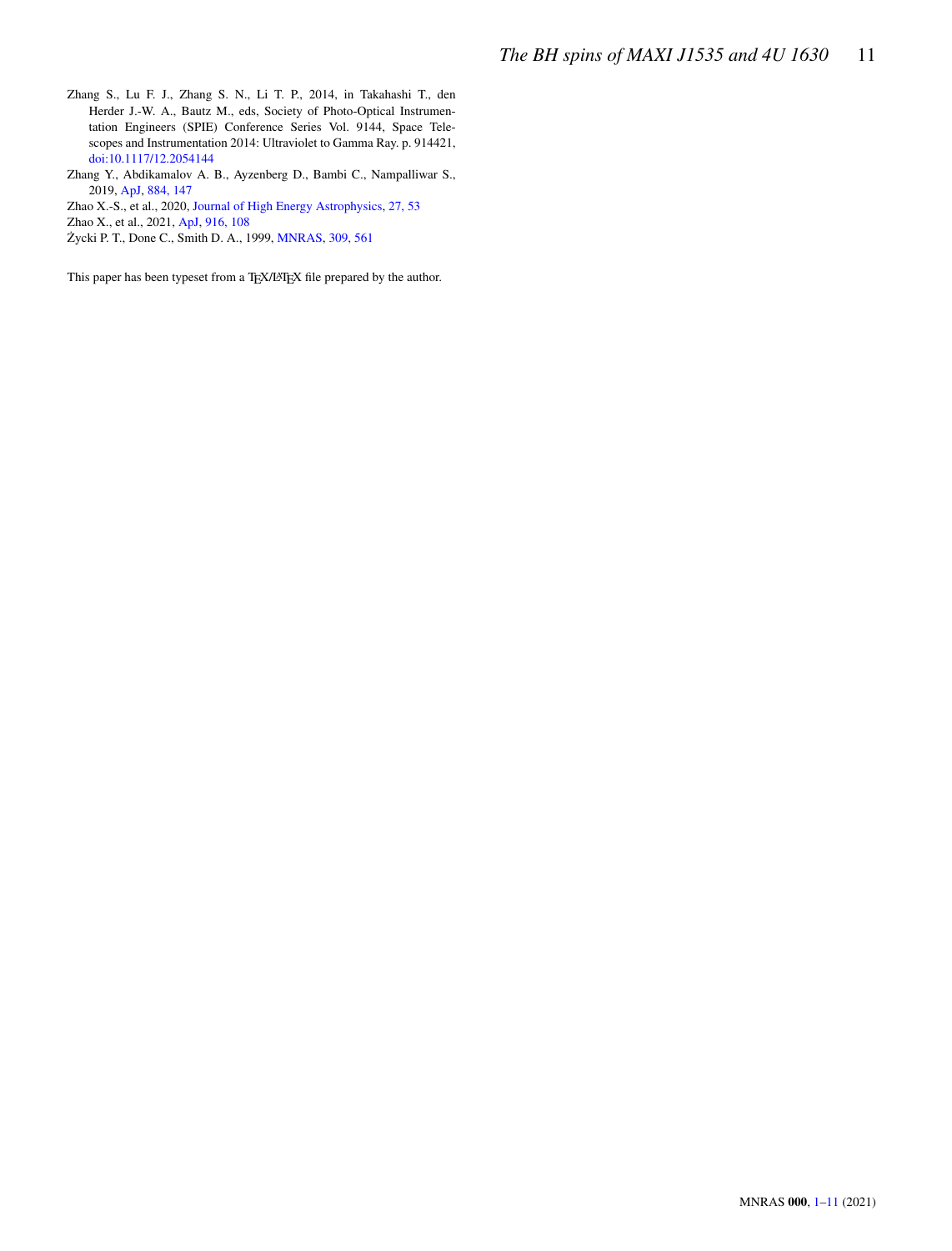Zhang S., Lu F. J., Zhang S. N., Li T. P., 2014, in Takahashi T., den Herder J.-W. A., Bautz M., eds, Society of Photo-Optical Instrumentation Engineers (SPIE) Conference Series Vol. 9144, Space Telescopes and Instrumentation 2014: Ultraviolet to Gamma Ray. p. 914421, doi:10.1117/12.2054144

Zhang Y., Abdikamalov A. B., Ayzenberg D., Bambi C., Nampalliwar S., 2019, ApJ, 884, 147

Zhao X.-S., et al., 2020, Journal of High Energy Astrophysics, 27, 53

Zhao X., et al., 2021, ApJ, 916, 108

Życki P. T., Done C., Smith D. A., 1999, MNRAS, 309, 561

This paper has been typeset from a TEX/LATEX file prepared by the author.